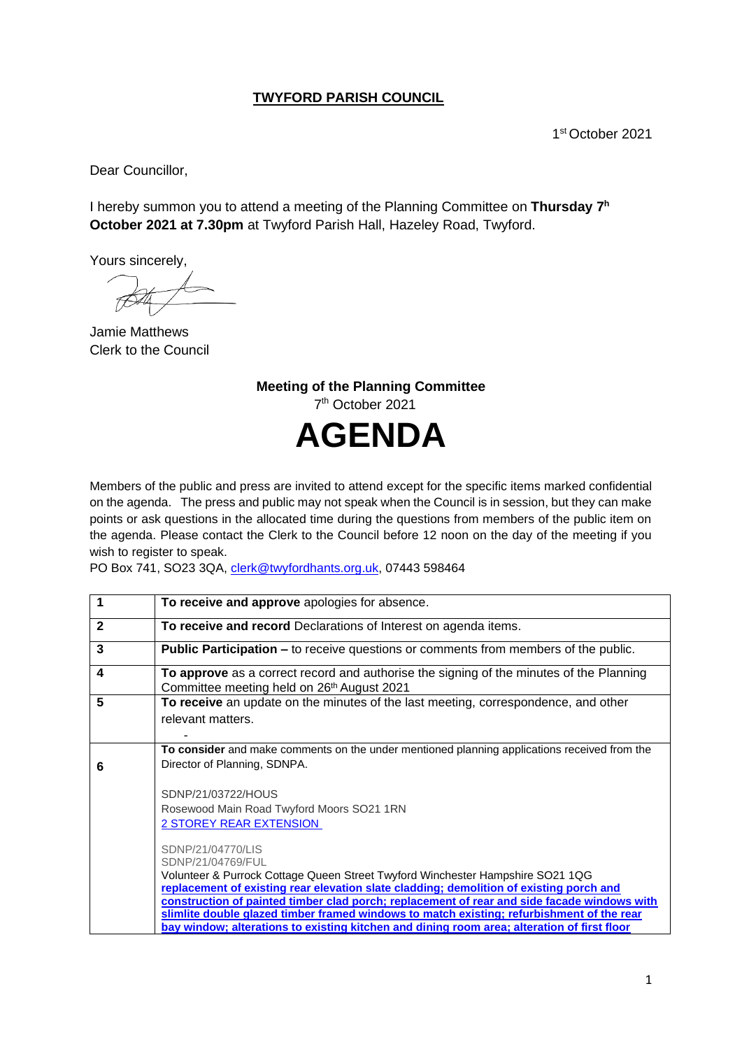**TWYFORD PARISH COUNCIL**

1st October 2021

Dear Councillor,

I hereby summon you to attend a meeting of the Planning Committee on **Thursday 7h October 2021 at 7.30pm** at Twyford Parish Hall, Hazeley Road, Twyford.

Yours sincerely,

Jamie Matthews
Clerk to the Council

**Meeting of the Planning Committee**
7th October 2021

# AGENDA

Members of the public and press are invited to attend except for the specific items marked confidential on the agenda. The press and public may not speak when the Council is in session, but they can make points or ask questions in the allocated time during the questions from members of the public item on the agenda. Please contact the Clerk to the Council before 12 noon on the day of the meeting if you wish to register to speak.
PO Box 741, SO23 3QA, clerk@twyfordhants.org.uk, 07443 598464

| | |
|---|---|
| **1** | **To receive and approve** apologies for absence. |
| **2** | **To receive and record** Declarations of Interest on agenda items. |
| **3** | **Public Participation –** to receive questions or comments from members of the public. |
| **4** | **To approve** as a correct record and authorise the signing of the minutes of the Planning Committee meeting held on 26th August 2021 |
| **5** | **To receive** an update on the minutes of the last meeting, correspondence, and other relevant matters.<br>- |
| **6** | **To consider** and make comments on the under mentioned planning applications received from the Director of Planning, SDNPA.<br><br>SDNP/21/03722/HOUS<br>Rosewood Main Road Twyford Moors SO21 1RN<br>2 STOREY REAR EXTENSION<br><br>SDNP/21/04770/LIS<br>SDNP/21/04769/FUL<br>Volunteer & Purrock Cottage Queen Street Twyford Winchester Hampshire SO21 1QG<br>**replacement of existing rear elevation slate cladding; demolition of existing porch and construction of painted timber clad porch; replacement of rear and side facade windows with slimlite double glazed timber framed windows to match existing; refurbishment of the rear bay window; alterations to existing kitchen and dining room area; alteration of first floor** |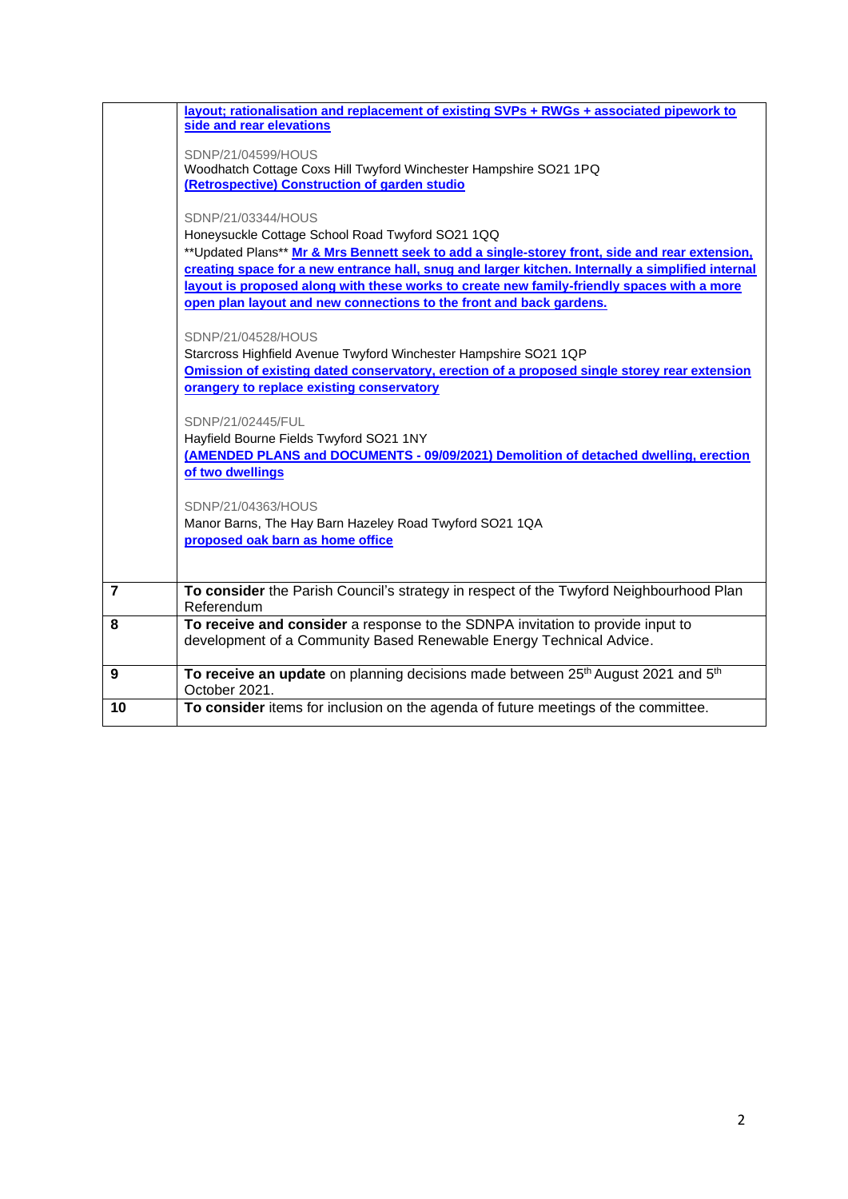| | |
|---|---|
| | **layout; rationalisation and replacement of existing SVPs + RWGs + associated pipework to side and rear elevations**<br><br>SDNP/21/04599/HOUS<br>Woodhatch Cottage Coxs Hill Twyford Winchester Hampshire SO21 1PQ<br>**(Retrospective) Construction of garden studio**<br><br>SDNP/21/03344/HOUS<br>Honeysuckle Cottage School Road Twyford SO21 1QQ<br>**Updated Plans** **Mr & Mrs Bennett seek to add a single-storey front, side and rear extension, creating space for a new entrance hall, snug and larger kitchen. Internally a simplified internal layout is proposed along with these works to create new family-friendly spaces with a more open plan layout and new connections to the front and back gardens.**<br><br>SDNP/21/04528/HOUS<br>Starcross Highfield Avenue Twyford Winchester Hampshire SO21 1QP<br>**Omission of existing dated conservatory, erection of a proposed single storey rear extension orangery to replace existing conservatory**<br><br>SDNP/21/02445/FUL<br>Hayfield Bourne Fields Twyford SO21 1NY<br>**(AMENDED PLANS and DOCUMENTS - 09/09/2021) Demolition of detached dwelling, erection of two dwellings**<br><br>SDNP/21/04363/HOUS<br>Manor Barns, The Hay Barn Hazeley Road Twyford SO21 1QA<br>**proposed oak barn as home office** |
| **7** | **To consider** the Parish Council's strategy in respect of the Twyford Neighbourhood Plan Referendum |
| **8** | **To receive and consider** a response to the SDNPA invitation to provide input to development of a Community Based Renewable Energy Technical Advice. |
| **9** | **To receive an update** on planning decisions made between 25th August 2021 and 5th October 2021. |
| **10** | **To consider** items for inclusion on the agenda of future meetings of the committee. |